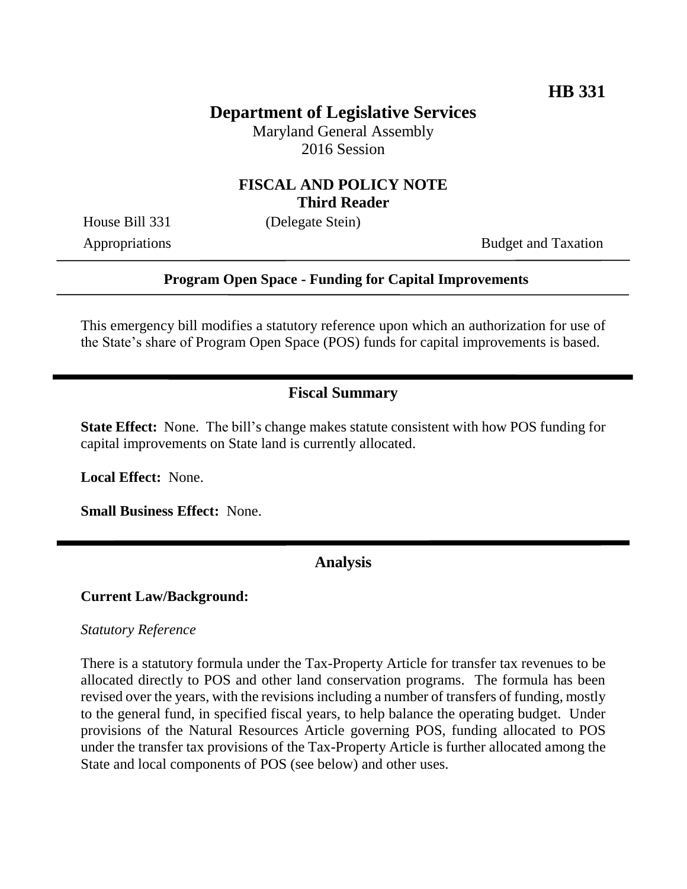**HB 331**

# Department of Legislative Services

Maryland General Assembly
2016 Session

## FISCAL AND POLICY NOTE
**Third Reader**

House Bill 331 (Delegate Stein)

Appropriations Budget and Taxation

---

**Program Open Space - Funding for Capital Improvements**

---

This emergency bill modifies a statutory reference upon which an authorization for use of the State's share of Program Open Space (POS) funds for capital improvements is based.

---

## Fiscal Summary

**State Effect:** None. The bill's change makes statute consistent with how POS funding for capital improvements on State land is currently allocated.

**Local Effect:** None.

**Small Business Effect:** None.

---

## Analysis

**Current Law/Background:**

*Statutory Reference*

There is a statutory formula under the Tax-Property Article for transfer tax revenues to be allocated directly to POS and other land conservation programs. The formula has been revised over the years, with the revisions including a number of transfers of funding, mostly to the general fund, in specified fiscal years, to help balance the operating budget. Under provisions of the Natural Resources Article governing POS, funding allocated to POS under the transfer tax provisions of the Tax-Property Article is further allocated among the State and local components of POS (see below) and other uses.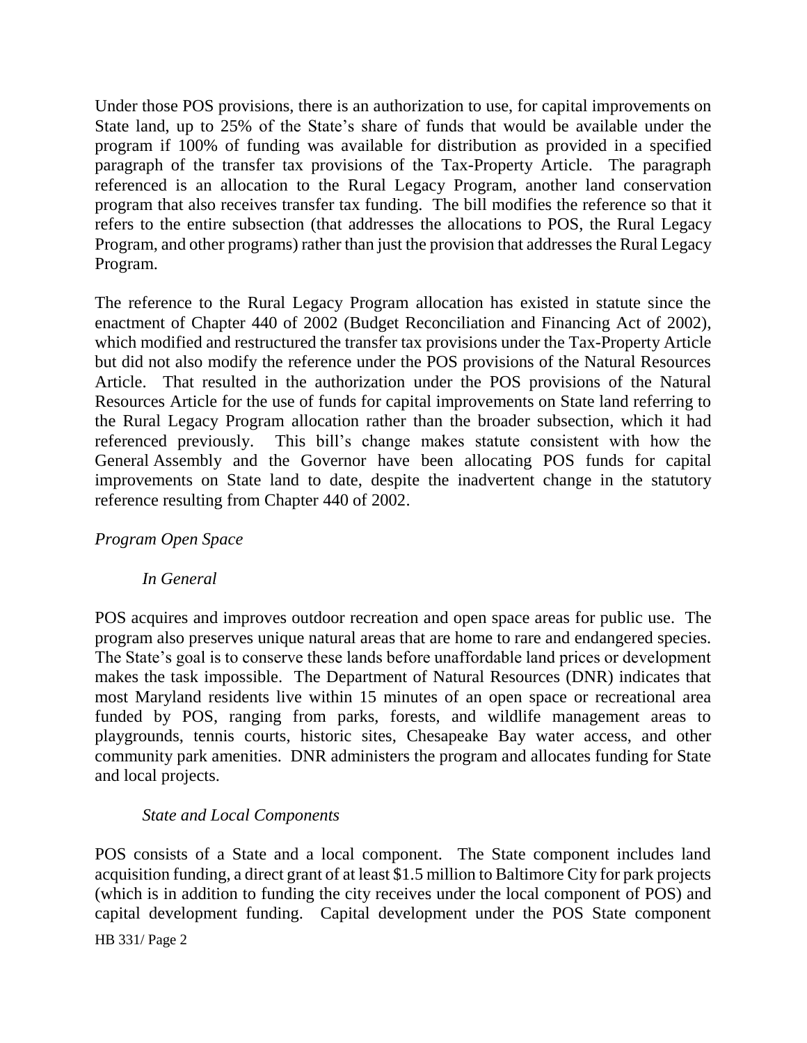Under those POS provisions, there is an authorization to use, for capital improvements on State land, up to 25% of the State's share of funds that would be available under the program if 100% of funding was available for distribution as provided in a specified paragraph of the transfer tax provisions of the Tax-Property Article. The paragraph referenced is an allocation to the Rural Legacy Program, another land conservation program that also receives transfer tax funding. The bill modifies the reference so that it refers to the entire subsection (that addresses the allocations to POS, the Rural Legacy Program, and other programs) rather than just the provision that addresses the Rural Legacy Program.

The reference to the Rural Legacy Program allocation has existed in statute since the enactment of Chapter 440 of 2002 (Budget Reconciliation and Financing Act of 2002), which modified and restructured the transfer tax provisions under the Tax-Property Article but did not also modify the reference under the POS provisions of the Natural Resources Article. That resulted in the authorization under the POS provisions of the Natural Resources Article for the use of funds for capital improvements on State land referring to the Rural Legacy Program allocation rather than the broader subsection, which it had referenced previously. This bill's change makes statute consistent with how the General Assembly and the Governor have been allocating POS funds for capital improvements on State land to date, despite the inadvertent change in the statutory reference resulting from Chapter 440 of 2002.

*Program Open Space*

*In General*

POS acquires and improves outdoor recreation and open space areas for public use. The program also preserves unique natural areas that are home to rare and endangered species. The State's goal is to conserve these lands before unaffordable land prices or development makes the task impossible. The Department of Natural Resources (DNR) indicates that most Maryland residents live within 15 minutes of an open space or recreational area funded by POS, ranging from parks, forests, and wildlife management areas to playgrounds, tennis courts, historic sites, Chesapeake Bay water access, and other community park amenities. DNR administers the program and allocates funding for State and local projects.

*State and Local Components*

POS consists of a State and a local component. The State component includes land acquisition funding, a direct grant of at least $1.5 million to Baltimore City for park projects (which is in addition to funding the city receives under the local component of POS) and capital development funding. Capital development under the POS State component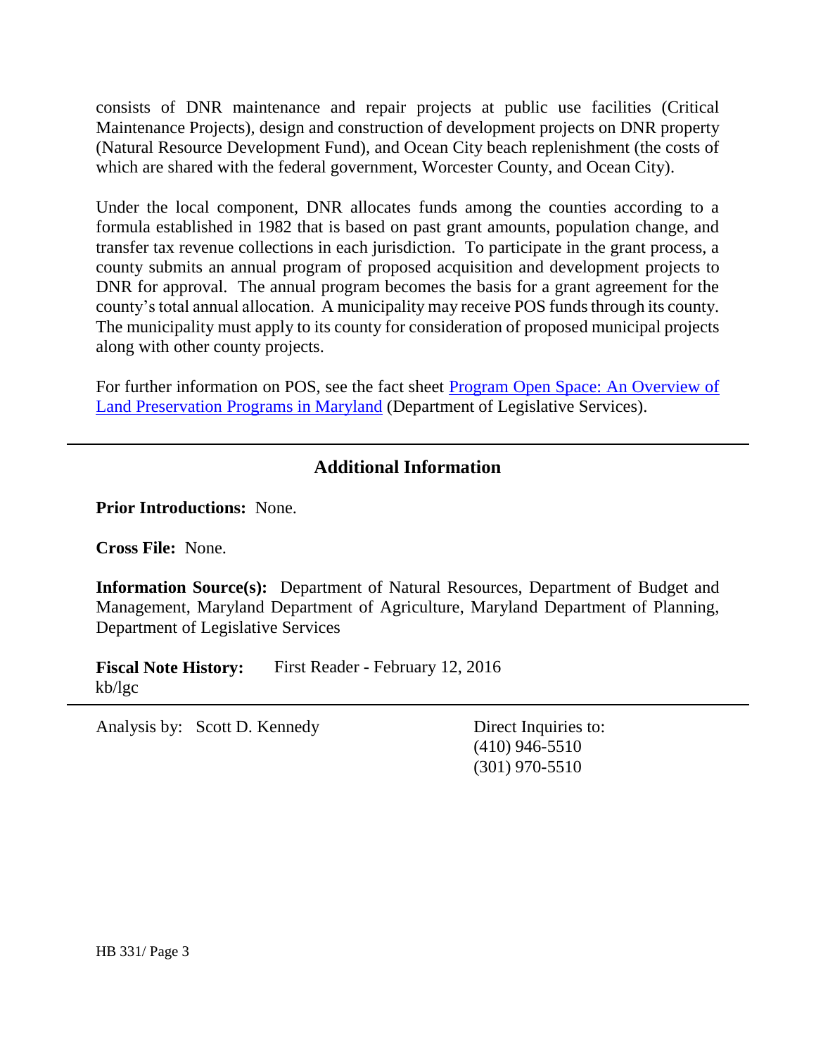consists of DNR maintenance and repair projects at public use facilities (Critical Maintenance Projects), design and construction of development projects on DNR property (Natural Resource Development Fund), and Ocean City beach replenishment (the costs of which are shared with the federal government, Worcester County, and Ocean City).

Under the local component, DNR allocates funds among the counties according to a formula established in 1982 that is based on past grant amounts, population change, and transfer tax revenue collections in each jurisdiction. To participate in the grant process, a county submits an annual program of proposed acquisition and development projects to DNR for approval. The annual program becomes the basis for a grant agreement for the county's total annual allocation. A municipality may receive POS funds through its county. The municipality must apply to its county for consideration of proposed municipal projects along with other county projects.

For further information on POS, see the fact sheet Program Open Space: An Overview of Land Preservation Programs in Maryland (Department of Legislative Services).

## Additional Information

**Prior Introductions:** None.

**Cross File:** None.

**Information Source(s):** Department of Natural Resources, Department of Budget and Management, Maryland Department of Agriculture, Maryland Department of Planning, Department of Legislative Services

**Fiscal Note History:** First Reader - February 12, 2016
kb/lgc

Analysis by: Scott D. Kennedy

Direct Inquiries to:
(410) 946-5510
(301) 970-5510